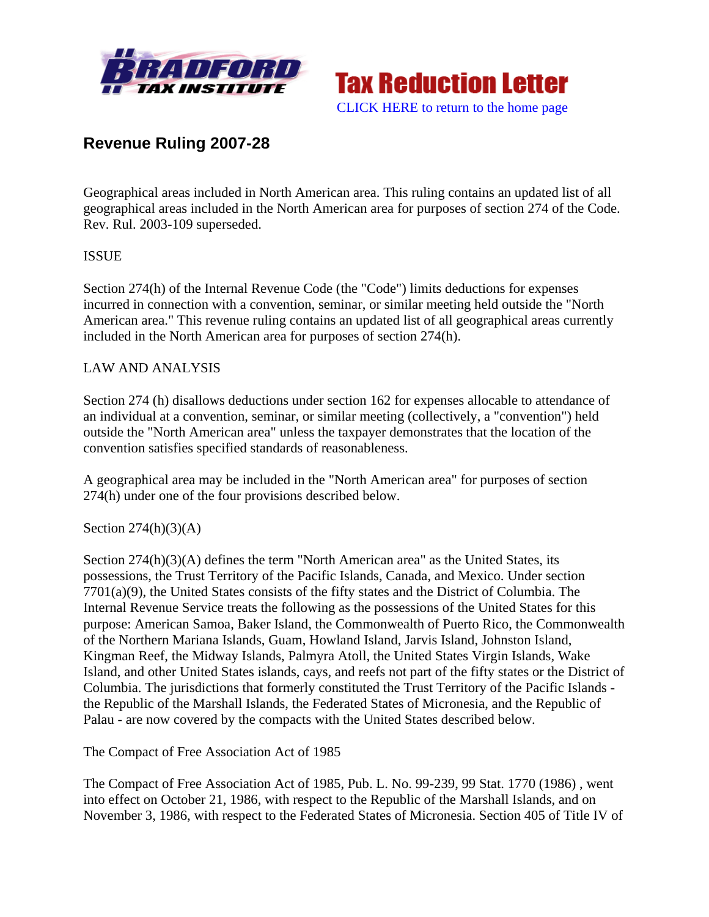# Tax Reduction Letter

CLICK HERE to return to the home page

## Revenue Ruling 2007-28

Geographical areas included in North American area. This ruling contains an updated list of all geographical areas included in the North American area for purposes of section 274 of the Code. Rev. Rul. 2003-109 superseded.

ISSUE

Section 274(h) of the Internal Revenue Code (the "Code") limits deductions for expenses incurred in connection with a convention, seminar, or similar meeting held outside the "North American area." This revenue ruling contains an updated list of all geographical areas currently included in the North American area for purposes of section 274(h).

LAW AND ANALYSIS

Section 274 (h) disallows deductions under section 162 for expenses allocable to attendance of an individual at a convention, seminar, or similar meeting (collectively, a "convention") held outside the "North American area" unless the taxpayer demonstrates that the location of the convention satisfies specified standards of reasonableness.

A geographical area may be included in the "North American area" for purposes of section 274(h) under one of the four provisions described below.

Section 274(h)(3)(A)

Section 274(h)(3)(A) defines the term "North American area" as the United States, its possessions, the Trust Territory of the Pacific Islands, Canada, and Mexico. Under section 7701(a)(9), the United States consists of the fifty states and the District of Columbia. The Internal Revenue Service treats the following as the possessions of the United States for this purpose: American Samoa, Baker Island, the Commonwealth of Puerto Rico, the Commonwealth of the Northern Mariana Islands, Guam, Howland Island, Jarvis Island, Johnston Island, Kingman Reef, the Midway Islands, Palmyra Atoll, the United States Virgin Islands, Wake Island, and other United States islands, cays, and reefs not part of the fifty states or the District of Columbia. The jurisdictions that formerly constituted the Trust Territory of the Pacific Islands - the Republic of the Marshall Islands, the Federated States of Micronesia, and the Republic of Palau - are now covered by the compacts with the United States described below.

The Compact of Free Association Act of 1985

The Compact of Free Association Act of 1985, Pub. L. No. 99-239, 99 Stat. 1770 (1986) , went into effect on October 21, 1986, with respect to the Republic of the Marshall Islands, and on November 3, 1986, with respect to the Federated States of Micronesia. Section 405 of Title IV of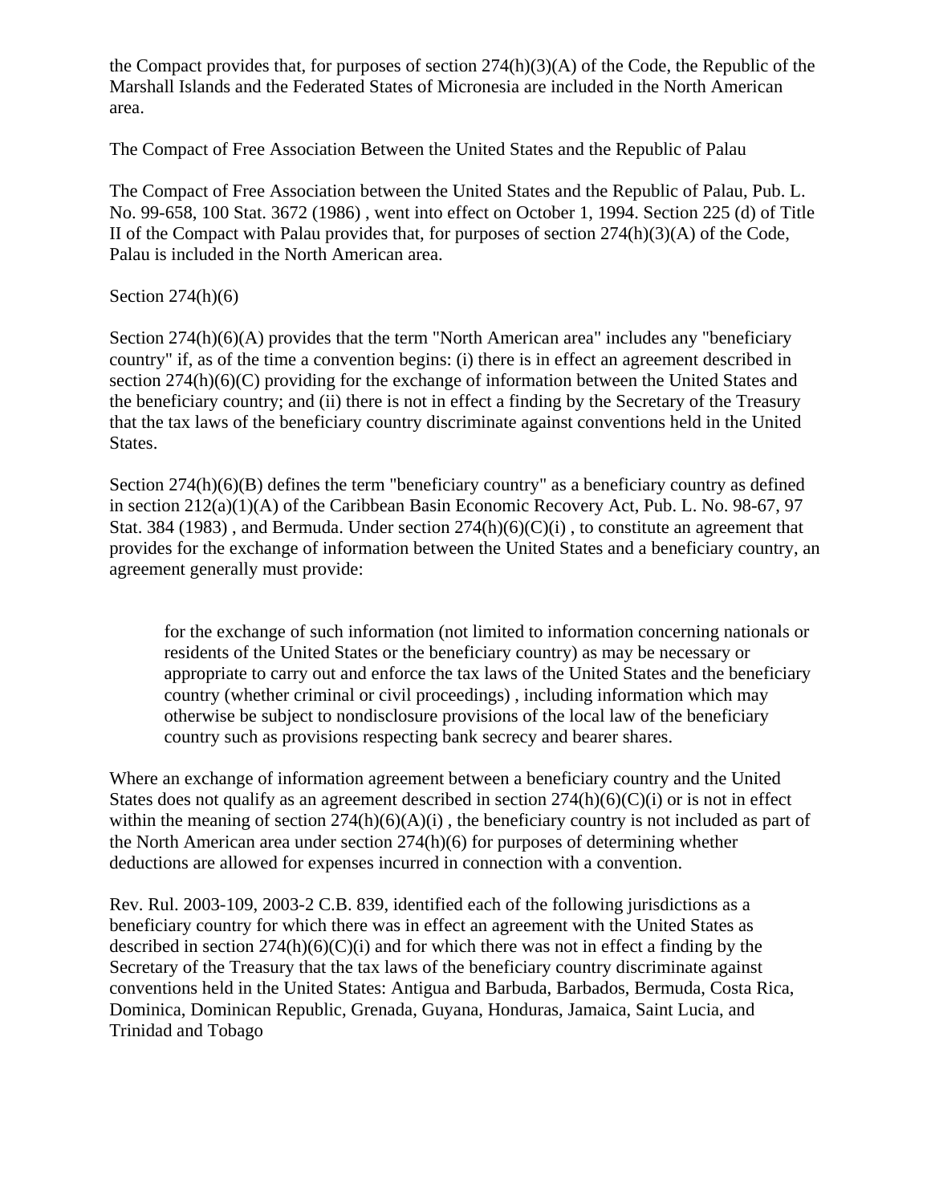the Compact provides that, for purposes of section 274(h)(3)(A) of the Code, the Republic of the Marshall Islands and the Federated States of Micronesia are included in the North American area.

The Compact of Free Association Between the United States and the Republic of Palau

The Compact of Free Association between the United States and the Republic of Palau, Pub. L. No. 99-658, 100 Stat. 3672 (1986) , went into effect on October 1, 1994. Section 225 (d) of Title II of the Compact with Palau provides that, for purposes of section 274(h)(3)(A) of the Code, Palau is included in the North American area.

Section 274(h)(6)

Section 274(h)(6)(A) provides that the term "North American area" includes any "beneficiary country" if, as of the time a convention begins: (i) there is in effect an agreement described in section 274(h)(6)(C) providing for the exchange of information between the United States and the beneficiary country; and (ii) there is not in effect a finding by the Secretary of the Treasury that the tax laws of the beneficiary country discriminate against conventions held in the United States.

Section 274(h)(6)(B) defines the term "beneficiary country" as a beneficiary country as defined in section 212(a)(1)(A) of the Caribbean Basin Economic Recovery Act, Pub. L. No. 98-67, 97 Stat. 384 (1983) , and Bermuda. Under section 274(h)(6)(C)(i) , to constitute an agreement that provides for the exchange of information between the United States and a beneficiary country, an agreement generally must provide:

> for the exchange of such information (not limited to information concerning nationals or residents of the United States or the beneficiary country) as may be necessary or appropriate to carry out and enforce the tax laws of the United States and the beneficiary country (whether criminal or civil proceedings) , including information which may otherwise be subject to nondisclosure provisions of the local law of the beneficiary country such as provisions respecting bank secrecy and bearer shares.

Where an exchange of information agreement between a beneficiary country and the United States does not qualify as an agreement described in section 274(h)(6)(C)(i) or is not in effect within the meaning of section 274(h)(6)(A)(i) , the beneficiary country is not included as part of the North American area under section 274(h)(6) for purposes of determining whether deductions are allowed for expenses incurred in connection with a convention.

Rev. Rul. 2003-109, 2003-2 C.B. 839, identified each of the following jurisdictions as a beneficiary country for which there was in effect an agreement with the United States as described in section 274(h)(6)(C)(i) and for which there was not in effect a finding by the Secretary of the Treasury that the tax laws of the beneficiary country discriminate against conventions held in the United States: Antigua and Barbuda, Barbados, Bermuda, Costa Rica, Dominica, Dominican Republic, Grenada, Guyana, Honduras, Jamaica, Saint Lucia, and Trinidad and Tobago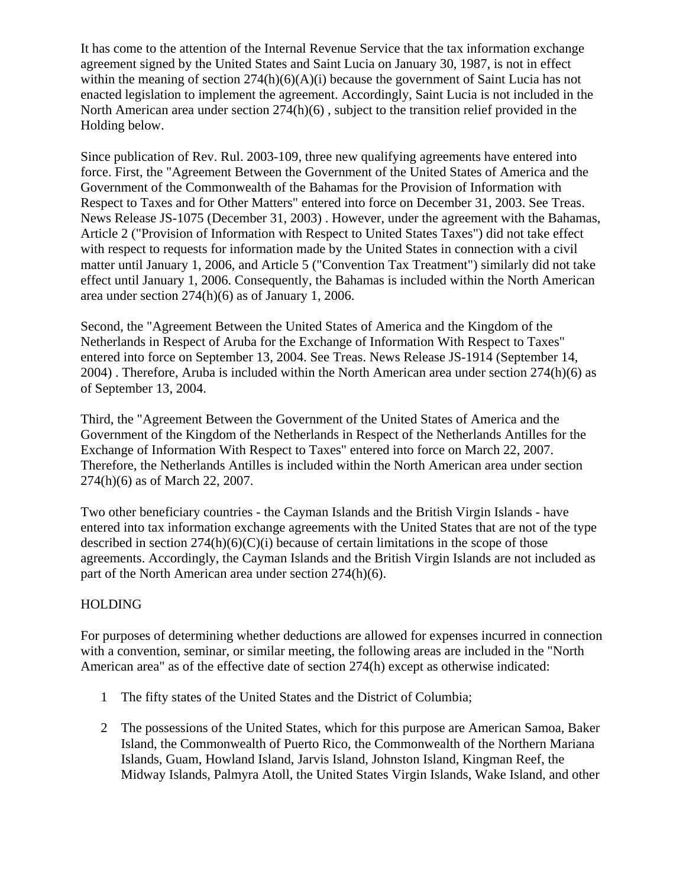It has come to the attention of the Internal Revenue Service that the tax information exchange agreement signed by the United States and Saint Lucia on January 30, 1987, is not in effect within the meaning of section 274(h)(6)(A)(i) because the government of Saint Lucia has not enacted legislation to implement the agreement. Accordingly, Saint Lucia is not included in the North American area under section 274(h)(6) , subject to the transition relief provided in the Holding below.

Since publication of Rev. Rul. 2003-109, three new qualifying agreements have entered into force. First, the "Agreement Between the Government of the United States of America and the Government of the Commonwealth of the Bahamas for the Provision of Information with Respect to Taxes and for Other Matters" entered into force on December 31, 2003. See Treas. News Release JS-1075 (December 31, 2003) . However, under the agreement with the Bahamas, Article 2 ("Provision of Information with Respect to United States Taxes") did not take effect with respect to requests for information made by the United States in connection with a civil matter until January 1, 2006, and Article 5 ("Convention Tax Treatment") similarly did not take effect until January 1, 2006. Consequently, the Bahamas is included within the North American area under section 274(h)(6) as of January 1, 2006.

Second, the "Agreement Between the United States of America and the Kingdom of the Netherlands in Respect of Aruba for the Exchange of Information With Respect to Taxes" entered into force on September 13, 2004. See Treas. News Release JS-1914 (September 14, 2004) . Therefore, Aruba is included within the North American area under section 274(h)(6) as of September 13, 2004.

Third, the "Agreement Between the Government of the United States of America and the Government of the Kingdom of the Netherlands in Respect of the Netherlands Antilles for the Exchange of Information With Respect to Taxes" entered into force on March 22, 2007. Therefore, the Netherlands Antilles is included within the North American area under section 274(h)(6) as of March 22, 2007.

Two other beneficiary countries - the Cayman Islands and the British Virgin Islands - have entered into tax information exchange agreements with the United States that are not of the type described in section 274(h)(6)(C)(i) because of certain limitations in the scope of those agreements. Accordingly, the Cayman Islands and the British Virgin Islands are not included as part of the North American area under section 274(h)(6).

## HOLDING

For purposes of determining whether deductions are allowed for expenses incurred in connection with a convention, seminar, or similar meeting, the following areas are included in the "North American area" as of the effective date of section 274(h) except as otherwise indicated:

1. The fifty states of the United States and the District of Columbia;
2. The possessions of the United States, which for this purpose are American Samoa, Baker Island, the Commonwealth of Puerto Rico, the Commonwealth of the Northern Mariana Islands, Guam, Howland Island, Jarvis Island, Johnston Island, Kingman Reef, the Midway Islands, Palmyra Atoll, the United States Virgin Islands, Wake Island, and other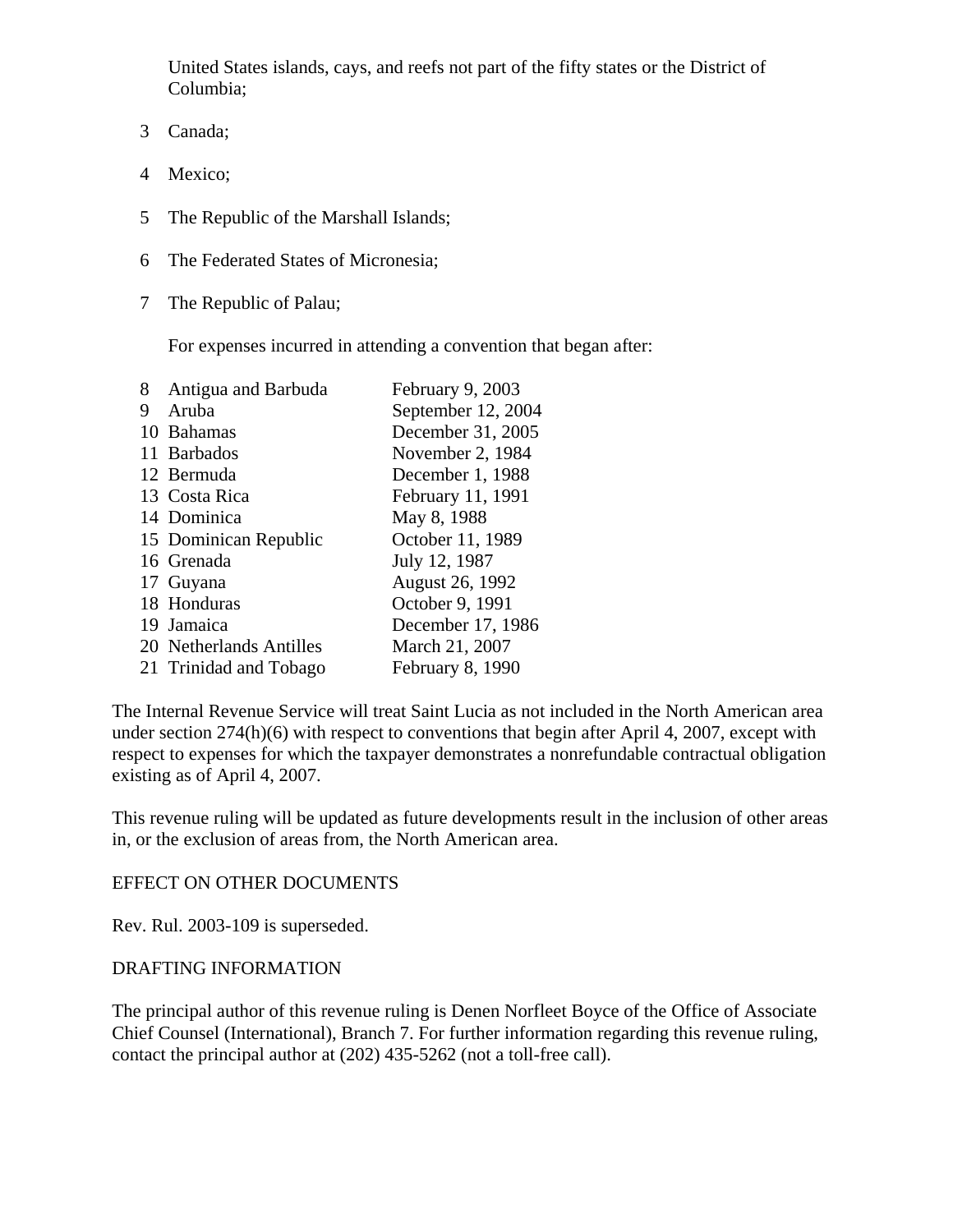United States islands, cays, and reefs not part of the fifty states or the District of Columbia;

3 Canada;

4 Mexico;

5 The Republic of the Marshall Islands;

6 The Federated States of Micronesia;

7 The Republic of Palau;

For expenses incurred in attending a convention that began after:

| | | |
|---|---|---|
| 8 | Antigua and Barbuda | February 9, 2003 |
| 9 | Aruba | September 12, 2004 |
| 10 | Bahamas | December 31, 2005 |
| 11 | Barbados | November 2, 1984 |
| 12 | Bermuda | December 1, 1988 |
| 13 | Costa Rica | February 11, 1991 |
| 14 | Dominica | May 8, 1988 |
| 15 | Dominican Republic | October 11, 1989 |
| 16 | Grenada | July 12, 1987 |
| 17 | Guyana | August 26, 1992 |
| 18 | Honduras | October 9, 1991 |
| 19 | Jamaica | December 17, 1986 |
| 20 | Netherlands Antilles | March 21, 2007 |
| 21 | Trinidad and Tobago | February 8, 1990 |

The Internal Revenue Service will treat Saint Lucia as not included in the North American area under section 274(h)(6) with respect to conventions that begin after April 4, 2007, except with respect to expenses for which the taxpayer demonstrates a nonrefundable contractual obligation existing as of April 4, 2007.

This revenue ruling will be updated as future developments result in the inclusion of other areas in, or the exclusion of areas from, the North American area.

EFFECT ON OTHER DOCUMENTS

Rev. Rul. 2003-109 is superseded.

DRAFTING INFORMATION

The principal author of this revenue ruling is Denen Norfleet Boyce of the Office of Associate Chief Counsel (International), Branch 7. For further information regarding this revenue ruling, contact the principal author at (202) 435-5262 (not a toll-free call).